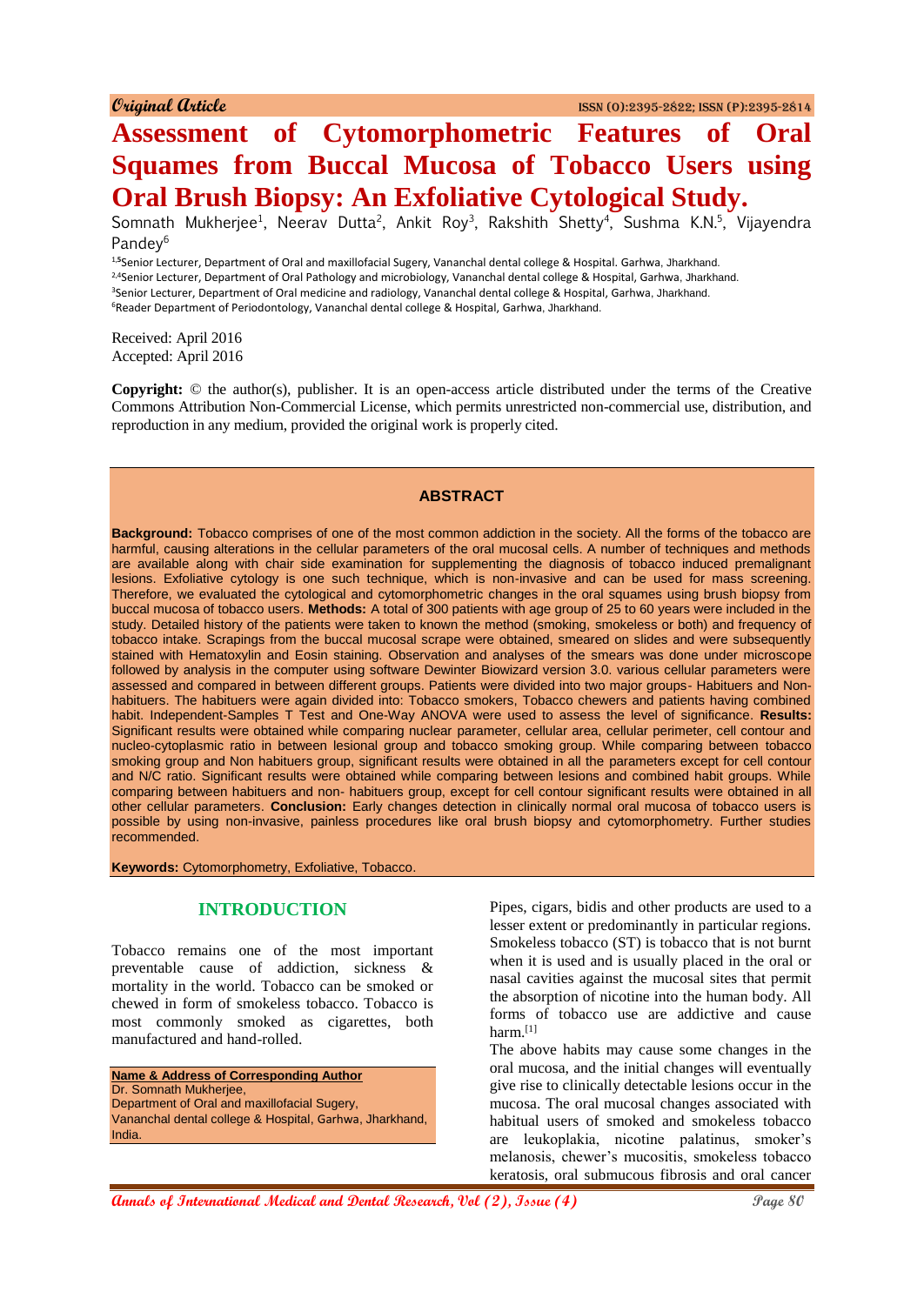Original Article

ISSN (O):2395-2822; ISSN (P):2395-2814

# Assessment of Cytomorphometric Features of Oral Squames from Buccal Mucosa of Tobacco Users using Oral Brush Biopsy: An Exfoliative Cytological Study.

Somnath Mukherjee[1], Neerav Dutta[2], Ankit Roy[3], Rakshith Shetty[4], Sushma K.N.[5], Vijayendra Pandey[6]

[1,5]Senior Lecturer, Department of Oral and maxillofacial Sugery, Vananchal dental college & Hospital. Garhwa, Jharkhand.
[2,4]Senior Lecturer, Department of Oral Pathology and microbiology, Vananchal dental college & Hospital, Garhwa, Jharkhand.
[3]Senior Lecturer, Department of Oral medicine and radiology, Vananchal dental college & Hospital, Garhwa, Jharkhand.
[6]Reader Department of Periodontology, Vananchal dental college & Hospital, Garhwa, Jharkhand.

Received: April 2016
Accepted: April 2016

**Copyright:** © the author(s), publisher. It is an open-access article distributed under the terms of the Creative Commons Attribution Non-Commercial License, which permits unrestricted non-commercial use, distribution, and reproduction in any medium, provided the original work is properly cited.

## ABSTRACT

**Background:** Tobacco comprises of one of the most common addiction in the society. All the forms of the tobacco are harmful, causing alterations in the cellular parameters of the oral mucosal cells. A number of techniques and methods are available along with chair side examination for supplementing the diagnosis of tobacco induced premalignant lesions. Exfoliative cytology is one such technique, which is non-invasive and can be used for mass screening. Therefore, we evaluated the cytological and cytomorphometric changes in the oral squames using brush biopsy from buccal mucosa of tobacco users. **Methods:** A total of 300 patients with age group of 25 to 60 years were included in the study. Detailed history of the patients were taken to known the method (smoking, smokeless or both) and frequency of tobacco intake. Scrapings from the buccal mucosal scrape were obtained, smeared on slides and were subsequently stained with Hematoxylin and Eosin staining. Observation and analyses of the smears was done under microscope followed by analysis in the computer using software Dewinter Biowizard version 3.0. various cellular parameters were assessed and compared in between different groups. Patients were divided into two major groups- Habituers and Non-habituers. The habituers were again divided into: Tobacco smokers, Tobacco chewers and patients having combined habit. Independent-Samples T Test and One-Way ANOVA were used to assess the level of significance. **Results:** Significant results were obtained while comparing nuclear parameter, cellular area, cellular perimeter, cell contour and nucleo-cytoplasmic ratio in between lesional group and tobacco smoking group. While comparing between tobacco smoking group and Non habituers group, significant results were obtained in all the parameters except for cell contour and N/C ratio. Significant results were obtained while comparing between lesions and combined habit groups. While comparing between habituers and non- habituers group, except for cell contour significant results were obtained in all other cellular parameters. **Conclusion:** Early changes detection in clinically normal oral mucosa of tobacco users is possible by using non-invasive, painless procedures like oral brush biopsy and cytomorphometry. Further studies recommended.

**Keywords:** Cytomorphometry, Exfoliative, Tobacco.

## INTRODUCTION

Tobacco remains one of the most important preventable cause of addiction, sickness & mortality in the world. Tobacco can be smoked or chewed in form of smokeless tobacco. Tobacco is most commonly smoked as cigarettes, both manufactured and hand-rolled.

**Name & Address of Corresponding Author**
Dr. Somnath Mukherjee,
Department of Oral and maxillofacial Sugery,
Vananchal dental college & Hospital, Garhwa, Jharkhand, India.

Pipes, cigars, bidis and other products are used to a lesser extent or predominantly in particular regions. Smokeless tobacco (ST) is tobacco that is not burnt when it is used and is usually placed in the oral or nasal cavities against the mucosal sites that permit the absorption of nicotine into the human body. All forms of tobacco use are addictive and cause harm.[1]

The above habits may cause some changes in the oral mucosa, and the initial changes will eventually give rise to clinically detectable lesions occur in the mucosa. The oral mucosal changes associated with habitual users of smoked and smokeless tobacco are leukoplakia, nicotine palatinus, smoker's melanosis, chewer's mucositis, smokeless tobacco keratosis, oral submucous fibrosis and oral cancer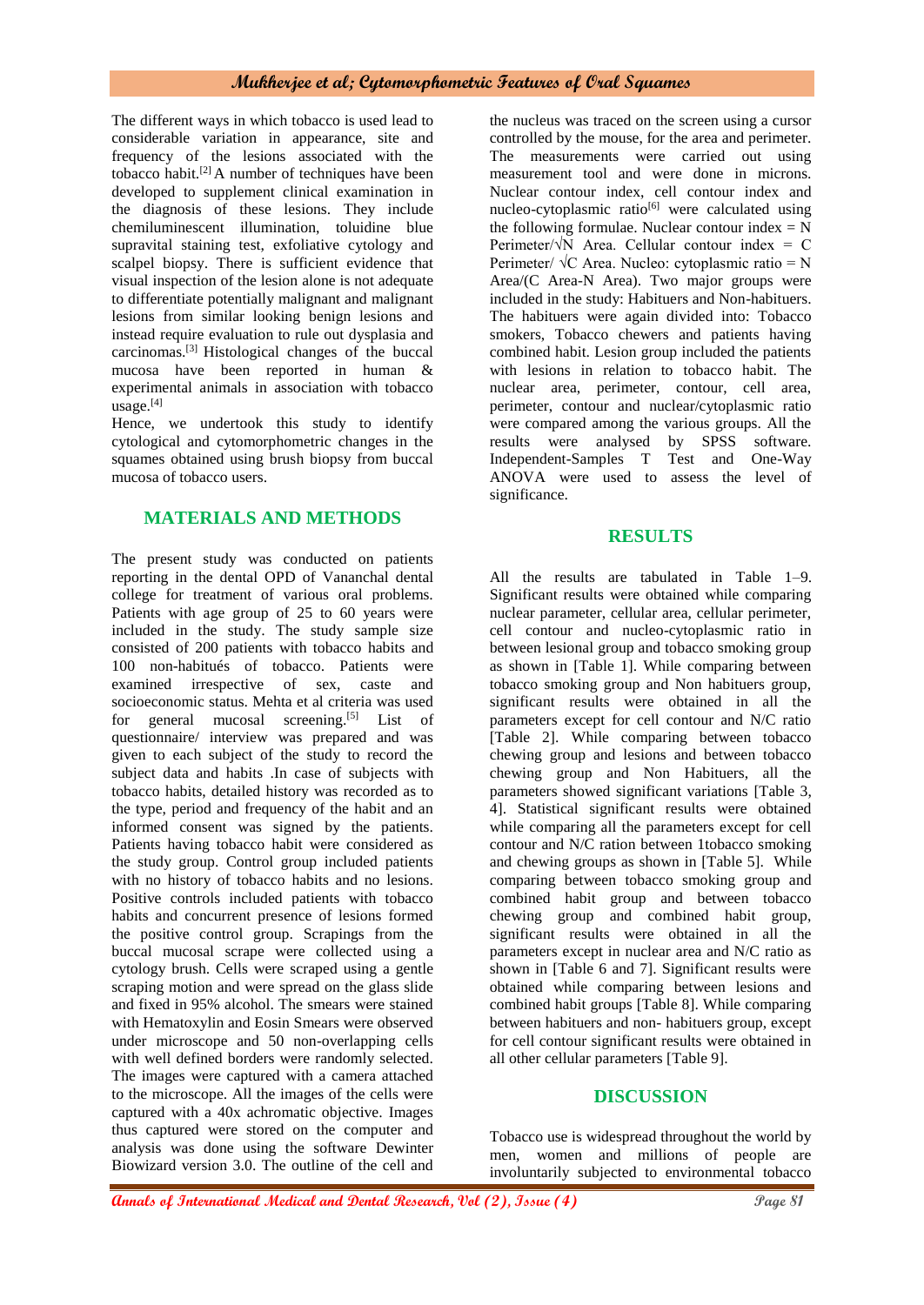The different ways in which tobacco is used lead to considerable variation in appearance, site and frequency of the lesions associated with the tobacco habit.[2] A number of techniques have been developed to supplement clinical examination in the diagnosis of these lesions. They include chemiluminescent illumination, toluidine blue supravital staining test, exfoliative cytology and scalpel biopsy. There is sufficient evidence that visual inspection of the lesion alone is not adequate to differentiate potentially malignant and malignant lesions from similar looking benign lesions and instead require evaluation to rule out dysplasia and carcinomas.[3] Histological changes of the buccal mucosa have been reported in human & experimental animals in association with tobacco usage.[4]

Hence, we undertook this study to identify cytological and cytomorphometric changes in the squames obtained using brush biopsy from buccal mucosa of tobacco users.

## MATERIALS AND METHODS

The present study was conducted on patients reporting in the dental OPD of Vananchal dental college for treatment of various oral problems. Patients with age group of 25 to 60 years were included in the study. The study sample size consisted of 200 patients with tobacco habits and 100 non-habitués of tobacco. Patients were examined irrespective of sex, caste and socioeconomic status. Mehta et al criteria was used for general mucosal screening.[5] List of questionnaire/ interview was prepared and was given to each subject of the study to record the subject data and habits .In case of subjects with tobacco habits, detailed history was recorded as to the type, period and frequency of the habit and an informed consent was signed by the patients. Patients having tobacco habit were considered as the study group. Control group included patients with no history of tobacco habits and no lesions. Positive controls included patients with tobacco habits and concurrent presence of lesions formed the positive control group. Scrapings from the buccal mucosal scrape were collected using a cytology brush. Cells were scraped using a gentle scraping motion and were spread on the glass slide and fixed in 95% alcohol. The smears were stained with Hematoxylin and Eosin Smears were observed under microscope and 50 non-overlapping cells with well defined borders were randomly selected. The images were captured with a camera attached to the microscope. All the images of the cells were captured with a 40x achromatic objective. Images thus captured were stored on the computer and analysis was done using the software Dewinter Biowizard version 3.0. The outline of the cell and the nucleus was traced on the screen using a cursor controlled by the mouse, for the area and perimeter. The measurements were carried out using measurement tool and were done in microns. Nuclear contour index, cell contour index and nucleo-cytoplasmic ratio[6] were calculated using the following formulae. Nuclear contour index = N Perimeter/$\sqrt{N}$ Area. Cellular contour index = C Perimeter/ $\sqrt{C}$ Area. Nucleo: cytoplasmic ratio = N Area/(C Area-N Area). Two major groups were included in the study: Habituers and Non-habituers. The habituers were again divided into: Tobacco smokers, Tobacco chewers and patients having combined habit. Lesion group included the patients with lesions in relation to tobacco habit. The nuclear area, perimeter, contour, cell area, perimeter, contour and nuclear/cytoplasmic ratio were compared among the various groups. All the results were analysed by SPSS software. Independent-Samples T Test and One-Way ANOVA were used to assess the level of significance.

## RESULTS

All the results are tabulated in Table 1–9. Significant results were obtained while comparing nuclear parameter, cellular area, cellular perimeter, cell contour and nucleo-cytoplasmic ratio in between lesional group and tobacco smoking group as shown in [Table 1]. While comparing between tobacco smoking group and Non habituers group, significant results were obtained in all the parameters except for cell contour and N/C ratio [Table 2]. While comparing between tobacco chewing group and lesions and between tobacco chewing group and Non Habituers, all the parameters showed significant variations [Table 3, 4]. Statistical significant results were obtained while comparing all the parameters except for cell contour and N/C ration between 1tobacco smoking and chewing groups as shown in [Table 5]. While comparing between tobacco smoking group and combined habit group and between tobacco chewing group and combined habit group, significant results were obtained in all the parameters except in nuclear area and N/C ratio as shown in [Table 6 and 7]. Significant results were obtained while comparing between lesions and combined habit groups [Table 8]. While comparing between habituers and non- habituers group, except for cell contour significant results were obtained in all other cellular parameters [Table 9].

## DISCUSSION

Tobacco use is widespread throughout the world by men, women and millions of people are involuntarily subjected to environmental tobacco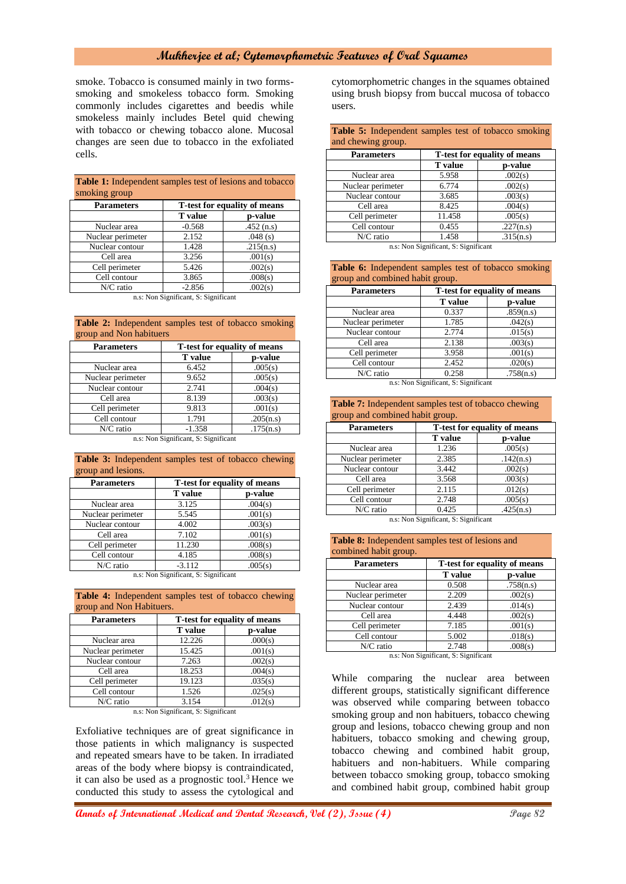smoke. Tobacco is consumed mainly in two forms- smoking and smokeless tobacco form. Smoking commonly includes cigarettes and beedis while smokeless mainly includes Betel quid chewing with tobacco or chewing tobacco alone. Mucosal changes are seen due to tobacco in the exfoliated cells.

**Table 1:** Independent samples test of lesions and tobacco smoking group

| Parameters | T-test for equality of means | |
|---|---|---|
| | T value | p-value |
| Nuclear area | -0.568 | .452 (n.s) |
| Nuclear perimeter | 2.152 | .048 (s) |
| Nuclear contour | 1.428 | .215(n.s) |
| Cell area | 3.256 | .001(s) |
| Cell perimeter | 5.426 | .002(s) |
| Cell contour | 3.865 | .008(s) |
| N/C ratio | -2.856 | .002(s) |

n.s: Non Significant, S: Significant

**Table 2:** Independent samples test of tobacco smoking group and Non habituers

| Parameters | T-test for equality of means | |
|---|---|---|
| | T value | p-value |
| Nuclear area | 6.452 | .005(s) |
| Nuclear perimeter | 9.652 | .005(s) |
| Nuclear contour | 2.741 | .004(s) |
| Cell area | 8.139 | .003(s) |
| Cell perimeter | 9.813 | .001(s) |
| Cell contour | 1.791 | .205(n.s) |
| N/C ratio | -1.358 | .175(n.s) |

n.s: Non Significant, S: Significant

**Table 3:** Independent samples test of tobacco chewing group and lesions.

| Parameters | T-test for equality of means | |
|---|---|---|
| | T value | p-value |
| Nuclear area | 3.125 | .004(s) |
| Nuclear perimeter | 5.545 | .001(s) |
| Nuclear contour | 4.002 | .003(s) |
| Cell area | 7.102 | .001(s) |
| Cell perimeter | 11.230 | .008(s) |
| Cell contour | 4.185 | .008(s) |
| N/C ratio | -3.112 | .005(s) |

n.s: Non Significant, S: Significant

**Table 4:** Independent samples test of tobacco chewing group and Non Habituers.

| Parameters | T-test for equality of means | |
|---|---|---|
| | T value | p-value |
| Nuclear area | 12.226 | .000(s) |
| Nuclear perimeter | 15.425 | .001(s) |
| Nuclear contour | 7.263 | .002(s) |
| Cell area | 18.253 | .004(s) |
| Cell perimeter | 19.123 | .035(s) |
| Cell contour | 1.526 | .025(s) |
| N/C ratio | 3.154 | .012(s) |

n.s: Non Significant, S: Significant

Exfoliative techniques are of great significance in those patients in which malignancy is suspected and repeated smears have to be taken. In irradiated areas of the body where biopsy is contraindicated, it can also be used as a prognostic tool.[3] Hence we conducted this study to assess the cytological and cytomorphometric changes in the squames obtained using brush biopsy from buccal mucosa of tobacco users.

**Table 5:** Independent samples test of tobacco smoking and chewing group.

| Parameters | T-test for equality of means | |
|---|---|---|
| | T value | p-value |
| Nuclear area | 5.958 | .002(s) |
| Nuclear perimeter | 6.774 | .002(s) |
| Nuclear contour | 3.685 | .003(s) |
| Cell area | 8.425 | .004(s) |
| Cell perimeter | 11.458 | .005(s) |
| Cell contour | 0.455 | .227(n.s) |
| N/C ratio | 1.458 | .315(n.s) |

n.s: Non Significant, S: Significant

**Table 6:** Independent samples test of tobacco smoking group and combined habit group.

| Parameters | T-test for equality of means | |
|---|---|---|
| | T value | p-value |
| Nuclear area | 0.337 | .859(n.s) |
| Nuclear perimeter | 1.785 | .042(s) |
| Nuclear contour | 2.774 | .015(s) |
| Cell area | 2.138 | .003(s) |
| Cell perimeter | 3.958 | .001(s) |
| Cell contour | 2.452 | .020(s) |
| N/C ratio | 0.258 | .758(n.s) |

n.s: Non Significant, S: Significant

**Table 7:** Independent samples test of tobacco chewing group and combined habit group.

| Parameters | T-test for equality of means | |
|---|---|---|
| | T value | p-value |
| Nuclear area | 1.236 | .005(s) |
| Nuclear perimeter | 2.385 | .142(n.s) |
| Nuclear contour | 3.442 | .002(s) |
| Cell area | 3.568 | .003(s) |
| Cell perimeter | 2.115 | .012(s) |
| Cell contour | 2.748 | .005(s) |
| N/C ratio | 0.425 | .425(n.s) |

n.s: Non Significant, S: Significant

**Table 8:** Independent samples test of lesions and combined habit group.

| Parameters | T-test for equality of means | |
|---|---|---|
| | T value | p-value |
| Nuclear area | 0.508 | .758(n.s) |
| Nuclear perimeter | 2.209 | .002(s) |
| Nuclear contour | 2.439 | .014(s) |
| Cell area | 4.448 | .002(s) |
| Cell perimeter | 7.185 | .001(s) |
| Cell contour | 5.002 | .018(s) |
| N/C ratio | 2.748 | .008(s) |

n.s: Non Significant, S: Significant

While comparing the nuclear area between different groups, statistically significant difference was observed while comparing between tobacco smoking group and non habituers, tobacco chewing group and lesions, tobacco chewing group and non habituers, tobacco smoking and chewing group, tobacco chewing and combined habit group, habituers and non-habituers. While comparing between tobacco smoking group, tobacco smoking and combined habit group, combined habit group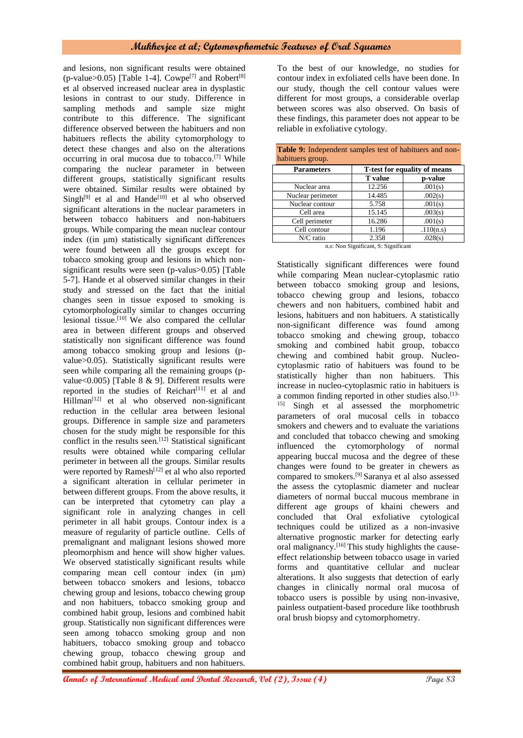and lesions, non significant results were obtained (p-value>0.05) [Table 1-4]. Cowpe[7] and Robert[8] et al observed increased nuclear area in dysplastic lesions in contrast to our study. Difference in sampling methods and sample size might contribute to this difference. The significant difference observed between the habituers and non habituers reflects the ability cytomorphology to detect these changes and also on the alterations occurring in oral mucosa due to tobacco.[7] While comparing the nuclear parameter in between different groups, statistically significant results were obtained. Similar results were obtained by Singh[9] et al and Hande[10] et al who observed significant alterations in the nuclear parameters in between tobacco habituers and non-habituers groups. While comparing the mean nuclear contour index ((in µm) statistically significant differences were found between all the groups except for tobacco smoking group and lesions in which non-significant results were seen (p-valus>0.05) [Table 5-7]. Hande et al observed similar changes in their study and stressed on the fact that the initial changes seen in tissue exposed to smoking is cytomorphologically similar to changes occurring lesional tissue.[10] We also compared the cellular area in between different groups and observed statistically non significant difference was found among tobacco smoking group and lesions (p-value>0.05). Statistically significant results were seen while comparing all the remaining groups (p-value<0.005) [Table 8 & 9]. Different results were reported in the studies of Reichart[11] et al and Hillman[12] et al who observed non-significant reduction in the cellular area between lesional groups. Difference in sample size and parameters chosen for the study might be responsible for this conflict in the results seen.[12] Statistical significant results were obtained while comparing cellular perimeter in between all the groups. Similar results were reported by Ramesh[12] et al who also reported a significant alteration in cellular perimeter in between different groups. From the above results, it can be interpreted that cytometry can play a significant role in analyzing changes in cell perimeter in all habit groups. Contour index is a measure of regularity of particle outline. Cells of premalignant and malignant lesions showed more pleomorphism and hence will show higher values. We observed statistically significant results while comparing mean cell contour index (in µm) between tobacco smokers and lesions, tobacco chewing group and lesions, tobacco chewing group and non habituers, tobacco smoking group and combined habit group, lesions and combined habit group. Statistically non significant differences were seen among tobacco smoking group and non habituers, tobacco smoking group and tobacco chewing group, tobacco chewing group and combined habit group, habituers and non habituers.

To the best of our knowledge, no studies for contour index in exfoliated cells have been done. In our study, though the cell contour values were different for most groups, a considerable overlap between scores was also observed. On basis of these findings, this parameter does not appear to be reliable in exfoliative cytology.

**Table 9:** Independent samples test of habituers and non-habituers group.

| Parameters | T-test for equality of means | |
|---|---|---|
| | T value | p-value |
| Nuclear area | 12.256 | .001(s) |
| Nuclear perimeter | 14.485 | .002(s) |
| Nuclear contour | 5.758 | .001(s) |
| Cell area | 15.145 | .003(s) |
| Cell perimeter | 16.286 | .001(s) |
| Cell contour | 1.196 | .110(n.s) |
| N/C ratio | 2.358 | .028(s) |

n.s: Non Significant, S: Significant

Statistically significant differences were found while comparing Mean nuclear-cytoplasmic ratio between tobacco smoking group and lesions, tobacco chewing group and lesions, tobacco chewers and non habituers, combined habit and lesions, habituers and non habituers. A statistically non-significant difference was found among tobacco smoking and chewing group, tobacco smoking and combined habit group, tobacco chewing and combined habit group. Nucleo-cytoplasmic ratio of habituers was found to be statistically higher than non habituers. This increase in nucleo-cytoplasmic ratio in habituers is a common finding reported in other studies also.[13-15] Singh et al assessed the morphometric parameters of oral mucosal cells in tobacco smokers and chewers and to evaluate the variations and concluded that tobacco chewing and smoking influenced the cytomorphology of normal appearing buccal mucosa and the degree of these changes were found to be greater in chewers as compared to smokers.[9] Saranya et al also assessed the assess the cytoplasmic diameter and nuclear diameters of normal buccal mucous membrane in different age groups of khaini chewers and concluded that Oral exfoliative cytological techniques could be utilized as a non-invasive alternative prognostic marker for detecting early oral malignancy.[16] This study highlights the cause-effect relationship between tobacco usage in varied forms and quantitative cellular and nuclear alterations. It also suggests that detection of early changes in clinically normal oral mucosa of tobacco users is possible by using non-invasive, painless outpatient-based procedure like toothbrush oral brush biopsy and cytomorphometry.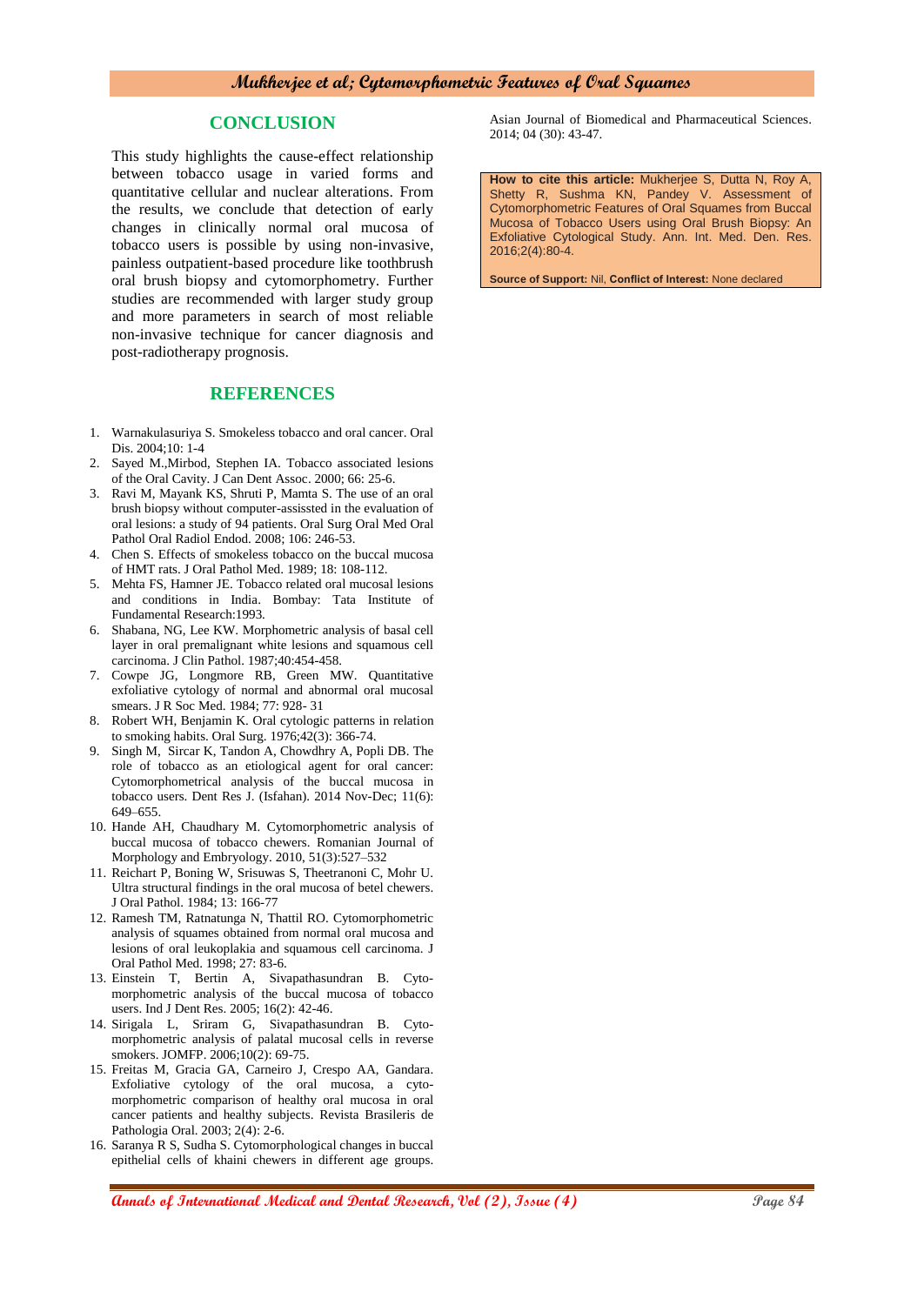## CONCLUSION

This study highlights the cause-effect relationship between tobacco usage in varied forms and quantitative cellular and nuclear alterations. From the results, we conclude that detection of early changes in clinically normal oral mucosa of tobacco users is possible by using non-invasive, painless outpatient-based procedure like toothbrush oral brush biopsy and cytomorphometry. Further studies are recommended with larger study group and more parameters in search of most reliable non-invasive technique for cancer diagnosis and post-radiotherapy prognosis.

## REFERENCES

1. Warnakulasuriya S. Smokeless tobacco and oral cancer. Oral Dis. 2004;10: 1-4
2. Sayed M.,Mirbod, Stephen IA. Tobacco associated lesions of the Oral Cavity. J Can Dent Assoc. 2000; 66: 25-6.
3. Ravi M, Mayank KS, Shruti P, Mamta S. The use of an oral brush biopsy without computer-assissted in the evaluation of oral lesions: a study of 94 patients. Oral Surg Oral Med Oral Pathol Oral Radiol Endod. 2008; 106: 246-53.
4. Chen S. Effects of smokeless tobacco on the buccal mucosa of HMT rats. J Oral Pathol Med. 1989; 18: 108-112.
5. Mehta FS, Hamner JE. Tobacco related oral mucosal lesions and conditions in India. Bombay: Tata Institute of Fundamental Research:1993.
6. Shabana, NG, Lee KW. Morphometric analysis of basal cell layer in oral premalignant white lesions and squamous cell carcinoma. J Clin Pathol. 1987;40:454-458.
7. Cowpe JG, Longmore RB, Green MW. Quantitative exfoliative cytology of normal and abnormal oral mucosal smears. J R Soc Med. 1984; 77: 928- 31
8. Robert WH, Benjamin K. Oral cytologic patterns in relation to smoking habits. Oral Surg. 1976;42(3): 366-74.
9. Singh M, Sircar K, Tandon A, Chowdhry A, Popli DB. The role of tobacco as an etiological agent for oral cancer: Cytomorphometrical analysis of the buccal mucosa in tobacco users. Dent Res J. (Isfahan). 2014 Nov-Dec; 11(6): 649–655.
10. Hande AH, Chaudhary M. Cytomorphometric analysis of buccal mucosa of tobacco chewers. Romanian Journal of Morphology and Embryology. 2010, 51(3):527–532
11. Reichart P, Boning W, Srisuwas S, Theetranoni C, Mohr U. Ultra structural findings in the oral mucosa of betel chewers. J Oral Pathol. 1984; 13: 166-77
12. Ramesh TM, Ratnatunga N, Thattil RO. Cytomorphometric analysis of squames obtained from normal oral mucosa and lesions of oral leukoplakia and squamous cell carcinoma. J Oral Pathol Med. 1998; 27: 83-6.
13. Einstein T, Bertin A, Sivapathasundran B. Cyto-morphometric analysis of the buccal mucosa of tobacco users. Ind J Dent Res. 2005; 16(2): 42-46.
14. Sirigala L, Sriram G, Sivapathasundran B. Cyto-morphometric analysis of palatal mucosal cells in reverse smokers. JOMFP. 2006;10(2): 69-75.
15. Freitas M, Gracia GA, Carneiro J, Crespo AA, Gandara. Exfoliative cytology of the oral mucosa, a cyto-morphometric comparison of healthy oral mucosa in oral cancer patients and healthy subjects. Revista Brasileris de Pathologia Oral. 2003; 2(4): 2-6.
16. Saranya R S, Sudha S. Cytomorphological changes in buccal epithelial cells of khaini chewers in different age groups. Asian Journal of Biomedical and Pharmaceutical Sciences. 2014; 04 (30): 43-47.

**How to cite this article:** Mukherjee S, Dutta N, Roy A, Shetty R, Sushma KN, Pandey V. Assessment of Cytomorphometric Features of Oral Squames from Buccal Mucosa of Tobacco Users using Oral Brush Biopsy: An Exfoliative Cytological Study. Ann. Int. Med. Den. Res. 2016;2(4):80-4.

**Source of Support:** Nil, **Conflict of Interest:** None declared